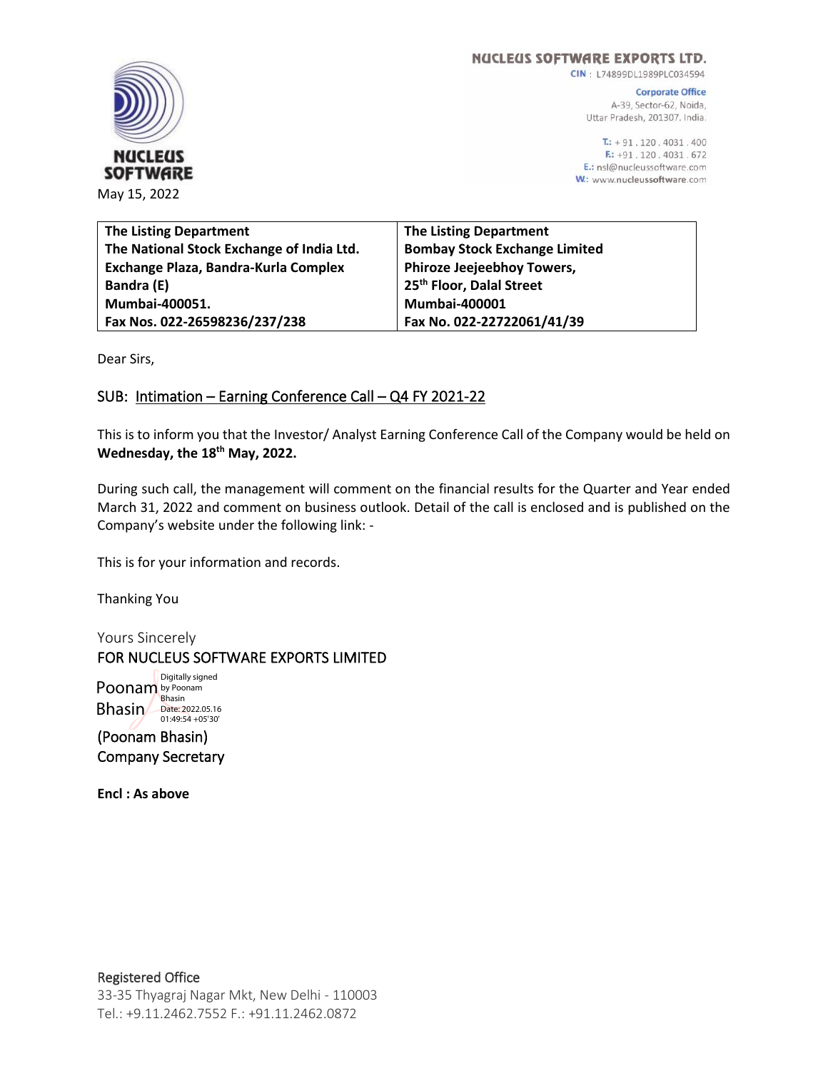**NUCLEUS SOFTWARE EXPORTS LTD.**
CIN : L74899DL1989PLC034594

Corporate Office
A-39, Sector-62, Noida,
Uttar Pradesh, 201307. India.

T.: + 91 . 120 . 4031 . 400
F.: +91 . 120 . 4031 . 672
E.: nsl@nucleussoftware.com
W.: www.nucleussoftware.com

NUCLEUS SOFTWARE

May 15, 2022

| **The Listing Department** | **The Listing Department** |
|---|---|
| **The National Stock Exchange of India Ltd.** | **Bombay Stock Exchange Limited** |
| **Exchange Plaza, Bandra-Kurla Complex** | **Phiroze Jeejeebhoy Towers,** |
| **Bandra (E)** | **25th Floor, Dalal Street** |
| **Mumbai-400051.** | **Mumbai-400001** |
| **Fax Nos. 022-26598236/237/238** | **Fax No. 022-22722061/41/39** |

Dear Sirs,

SUB: Intimation – Earning Conference Call – Q4 FY 2021-22

This is to inform you that the Investor/ Analyst Earning Conference Call of the Company would be held on **Wednesday, the 18th May, 2022.**

During such call, the management will comment on the financial results for the Quarter and Year ended March 31, 2022 and comment on business outlook. Detail of the call is enclosed and is published on the Company's website under the following link: -

This is for your information and records.

Thanking You

Yours Sincerely
FOR NUCLEUS SOFTWARE EXPORTS LIMITED

Poonam Bhasin
Digitally signed by Poonam Bhasin
Date: 2022.05.16 01:49:54 +05'30'

(Poonam Bhasin)
Company Secretary

**Encl : As above**

Registered Office
33-35 Thyagraj Nagar Mkt, New Delhi - 110003
Tel.: +9.11.2462.7552 F.: +91.11.2462.0872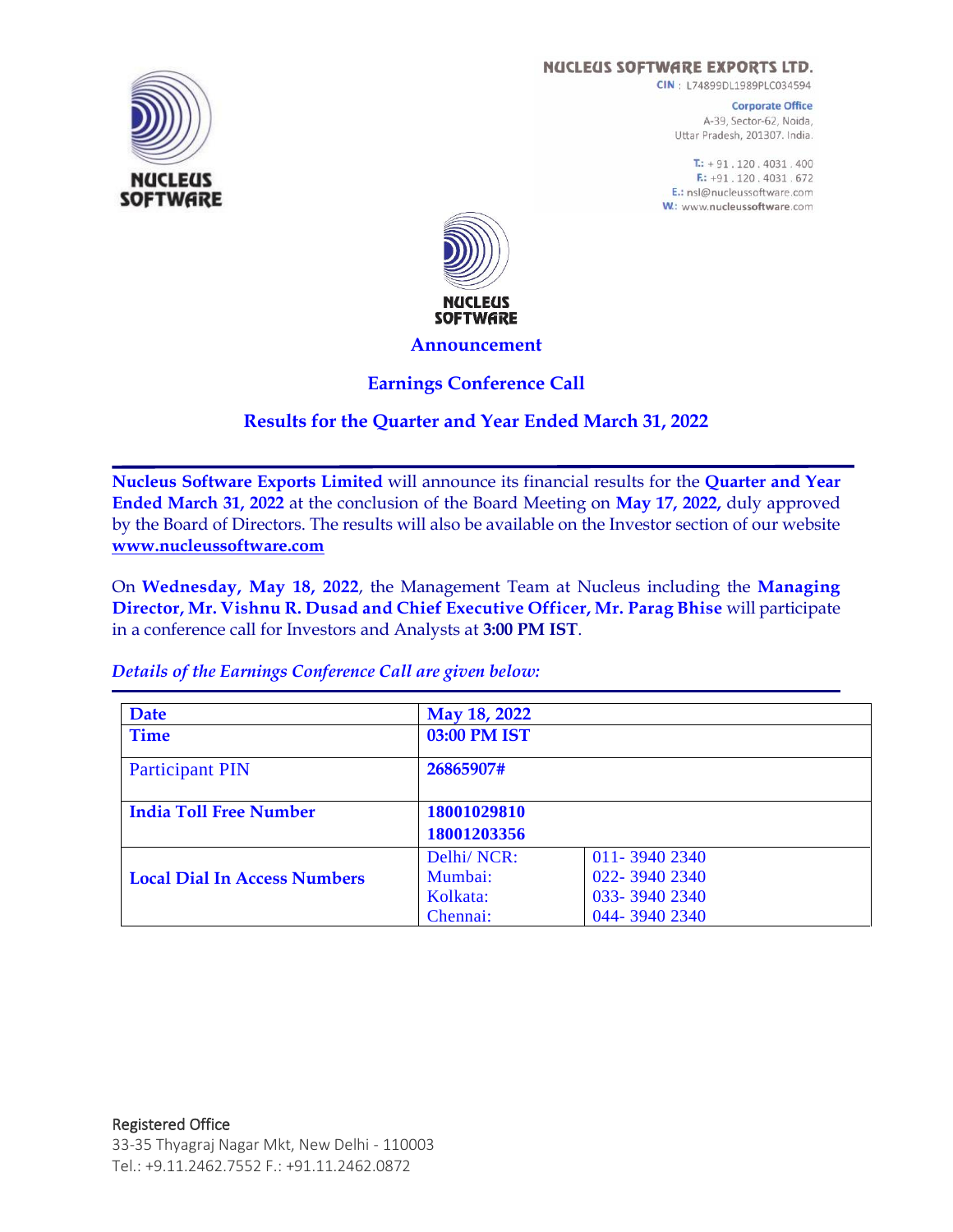**NUCLEUS SOFTWARE EXPORTS LTD.**
CIN : L74899DL1989PLC034594

Corporate Office
A-39, Sector-62, Noida,
Uttar Pradesh, 201307. India.

T.: + 91 . 120 . 4031 . 400
F.: +91 . 120 . 4031 . 672
E.: nsl@nucleussoftware.com
W.: www.nucleussoftware.com

# Announcement

## Earnings Conference Call

## Results for the Quarter and Year Ended March 31, 2022

---

**Nucleus Software Exports Limited** will announce its financial results for the **Quarter and Year Ended March 31, 2022** at the conclusion of the Board Meeting on **May 17, 2022,** duly approved by the Board of Directors. The results will also be available on the Investor section of our website **www.nucleussoftware.com**

On **Wednesday, May 18, 2022**, the Management Team at Nucleus including the **Managing Director, Mr. Vishnu R. Dusad and Chief Executive Officer, Mr. Parag Bhise** will participate in a conference call for Investors and Analysts at **3:00 PM IST**.

*Details of the Earnings Conference Call are given below:*

| | | |
|---|---|---|
| **Date** | **May 18, 2022** | |
| **Time** | **03:00 PM IST** | |
| Participant PIN | **26865907#** | |
| **India Toll Free Number** | **18001029810**<br>**18001203356** | |
| **Local Dial In Access Numbers** | Delhi/ NCR:<br>Mumbai:<br>Kolkata:<br>Chennai: | 011- 3940 2340<br>022- 3940 2340<br>033- 3940 2340<br>044- 3940 2340 |

Registered Office
33-35 Thyagraj Nagar Mkt, New Delhi - 110003
Tel.: +9.11.2462.7552 F.: +91.11.2462.0872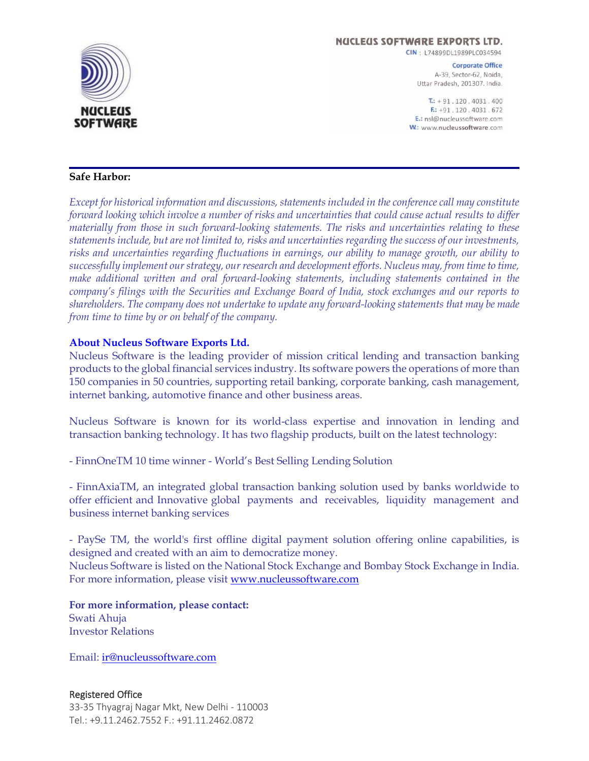**NUCLEUS SOFTWARE EXPORTS LTD.**
CIN : L74899DL1989PLC034594

Corporate Office
A-39, Sector-62, Noida,
Uttar Pradesh, 201307. India.

T.: + 91 . 120 . 4031 . 400
F.: +91 . 120 . 4031 . 672
E.: nsl@nucleussoftware.com
W.: www.nucleussoftware.com

**Safe Harbor:**

*Except for historical information and discussions, statements included in the conference call may constitute forward looking which involve a number of risks and uncertainties that could cause actual results to differ materially from those in such forward-looking statements. The risks and uncertainties relating to these statements include, but are not limited to, risks and uncertainties regarding the success of our investments, risks and uncertainties regarding fluctuations in earnings, our ability to manage growth, our ability to successfully implement our strategy, our research and development efforts. Nucleus may, from time to time, make additional written and oral forward-looking statements, including statements contained in the company's filings with the Securities and Exchange Board of India, stock exchanges and our reports to shareholders. The company does not undertake to update any forward-looking statements that may be made from time to time by or on behalf of the company.*

**About Nucleus Software Exports Ltd.**

Nucleus Software is the leading provider of mission critical lending and transaction banking products to the global financial services industry. Its software powers the operations of more than 150 companies in 50 countries, supporting retail banking, corporate banking, cash management, internet banking, automotive finance and other business areas.

Nucleus Software is known for its world-class expertise and innovation in lending and transaction banking technology. It has two flagship products, built on the latest technology:

- FinnOneTM 10 time winner - World's Best Selling Lending Solution

- FinnAxiaTM, an integrated global transaction banking solution used by banks worldwide to offer efficient and Innovative global payments and receivables, liquidity management and business internet banking services

- PaySe TM, the world's first offline digital payment solution offering online capabilities, is designed and created with an aim to democratize money.

Nucleus Software is listed on the National Stock Exchange and Bombay Stock Exchange in India. For more information, please visit www.nucleussoftware.com

**For more information, please contact:**
Swati Ahuja
Investor Relations

Email: ir@nucleussoftware.com

Registered Office
33-35 Thyagraj Nagar Mkt, New Delhi - 110003
Tel.: +9.11.2462.7552 F.: +91.11.2462.0872